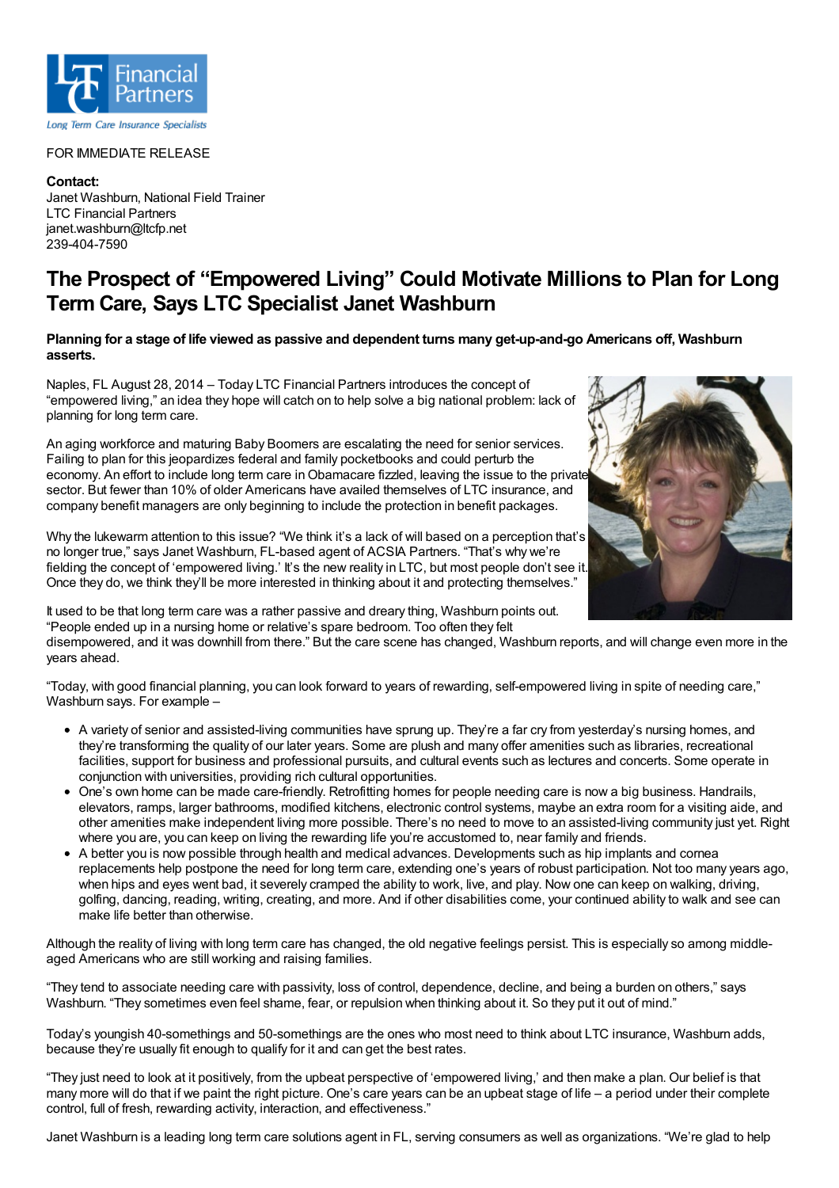Long Term Care Insurance Specialists

FOR IMMEDIATE RELEASE

**Contact:**
Janet Washburn, National Field Trainer
LTC Financial Partners
janet.washburn@ltcfp.net
239-404-7590

# The Prospect of "Empowered Living" Could Motivate Millions to Plan for Long Term Care, Says LTC Specialist Janet Washburn

**Planning for a stage of life viewed as passive and dependent turns many get-up-and-go Americans off, Washburn asserts.**

Naples, FL August 28, 2014 – Today LTC Financial Partners introduces the concept of "empowered living," an idea they hope will catch on to help solve a big national problem: lack of planning for long term care.

An aging workforce and maturing Baby Boomers are escalating the need for senior services. Failing to plan for this jeopardizes federal and family pocketbooks and could perturb the economy. An effort to include long term care in Obamacare fizzled, leaving the issue to the private sector. But fewer than 10% of older Americans have availed themselves of LTC insurance, and company benefit managers are only beginning to include the protection in benefit packages.

Why the lukewarm attention to this issue? "We think it's a lack of will based on a perception that's no longer true," says Janet Washburn, FL-based agent of ACSIA Partners. "That's why we're fielding the concept of 'empowered living.' It's the new reality in LTC, but most people don't see it. Once they do, we think they'll be more interested in thinking about it and protecting themselves."

It used to be that long term care was a rather passive and dreary thing, Washburn points out. "People ended up in a nursing home or relative's spare bedroom. Too often they felt disempowered, and it was downhill from there." But the care scene has changed, Washburn reports, and will change even more in the years ahead.

"Today, with good financial planning, you can look forward to years of rewarding, self-empowered living in spite of needing care," Washburn says. For example –

- A variety of senior and assisted-living communities have sprung up. They're a far cry from yesterday's nursing homes, and they're transforming the quality of our later years. Some are plush and many offer amenities such as libraries, recreational facilities, support for business and professional pursuits, and cultural events such as lectures and concerts. Some operate in conjunction with universities, providing rich cultural opportunities.
- One's own home can be made care-friendly. Retrofitting homes for people needing care is now a big business. Handrails, elevators, ramps, larger bathrooms, modified kitchens, electronic control systems, maybe an extra room for a visiting aide, and other amenities make independent living more possible. There's no need to move to an assisted-living community just yet. Right where you are, you can keep on living the rewarding life you're accustomed to, near family and friends.
- A better you is now possible through health and medical advances. Developments such as hip implants and cornea replacements help postpone the need for long term care, extending one's years of robust participation. Not too many years ago, when hips and eyes went bad, it severely cramped the ability to work, live, and play. Now one can keep on walking, driving, golfing, dancing, reading, writing, creating, and more. And if other disabilities come, your continued ability to walk and see can make life better than otherwise.

Although the reality of living with long term care has changed, the old negative feelings persist. This is especially so among middle-aged Americans who are still working and raising families.

"They tend to associate needing care with passivity, loss of control, dependence, decline, and being a burden on others," says Washburn. "They sometimes even feel shame, fear, or repulsion when thinking about it. So they put it out of mind."

Today's youngish 40-somethings and 50-somethings are the ones who most need to think about LTC insurance, Washburn adds, because they're usually fit enough to qualify for it and can get the best rates.

"They just need to look at it positively, from the upbeat perspective of 'empowered living,' and then make a plan. Our belief is that many more will do that if we paint the right picture. One's care years can be an upbeat stage of life – a period under their complete control, full of fresh, rewarding activity, interaction, and effectiveness."

Janet Washburn is a leading long term care solutions agent in FL, serving consumers as well as organizations. "We're glad to help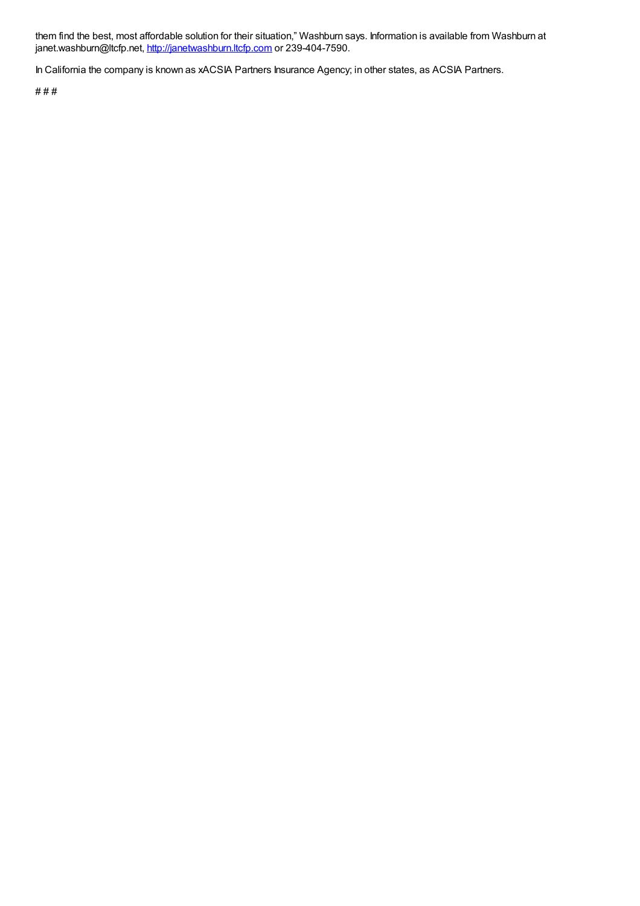them find the best, most affordable solution for their situation," Washburn says. Information is available from Washburn at janet.washburn@ltcfp.net, http://janetwashburn.ltcfp.com or 239-404-7590.

In California the company is known as xACSIA Partners Insurance Agency; in other states, as ACSIA Partners.

# # #